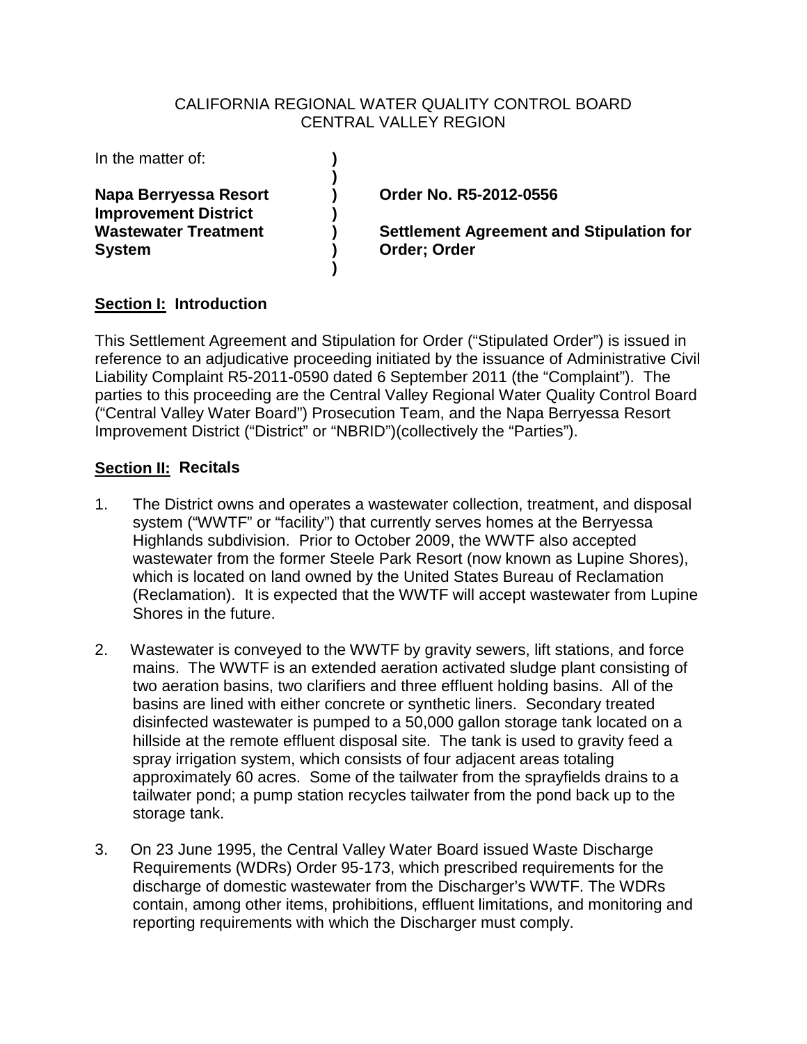CALIFORNIA REGIONAL WATER QUALITY CONTROL BOARD
CENTRAL VALLEY REGION

In the matter of:

**Napa Berryessa Resort Improvement District Wastewater Treatment System**

**Order No. R5-2012-0556**

**Settlement Agreement and Stipulation for Order; Order**

## Section I: Introduction

This Settlement Agreement and Stipulation for Order ("Stipulated Order") is issued in reference to an adjudicative proceeding initiated by the issuance of Administrative Civil Liability Complaint R5-2011-0590 dated 6 September 2011 (the "Complaint"). The parties to this proceeding are the Central Valley Regional Water Quality Control Board ("Central Valley Water Board") Prosecution Team, and the Napa Berryessa Resort Improvement District ("District" or "NBRID")(collectively the "Parties").

## Section II: Recitals

1. The District owns and operates a wastewater collection, treatment, and disposal system ("WWTF" or "facility") that currently serves homes at the Berryessa Highlands subdivision. Prior to October 2009, the WWTF also accepted wastewater from the former Steele Park Resort (now known as Lupine Shores), which is located on land owned by the United States Bureau of Reclamation (Reclamation). It is expected that the WWTF will accept wastewater from Lupine Shores in the future.

2. Wastewater is conveyed to the WWTF by gravity sewers, lift stations, and force mains. The WWTF is an extended aeration activated sludge plant consisting of two aeration basins, two clarifiers and three effluent holding basins. All of the basins are lined with either concrete or synthetic liners. Secondary treated disinfected wastewater is pumped to a 50,000 gallon storage tank located on a hillside at the remote effluent disposal site. The tank is used to gravity feed a spray irrigation system, which consists of four adjacent areas totaling approximately 60 acres. Some of the tailwater from the sprayfields drains to a tailwater pond; a pump station recycles tailwater from the pond back up to the storage tank.

3. On 23 June 1995, the Central Valley Water Board issued Waste Discharge Requirements (WDRs) Order 95-173, which prescribed requirements for the discharge of domestic wastewater from the Discharger's WWTF. The WDRs contain, among other items, prohibitions, effluent limitations, and monitoring and reporting requirements with which the Discharger must comply.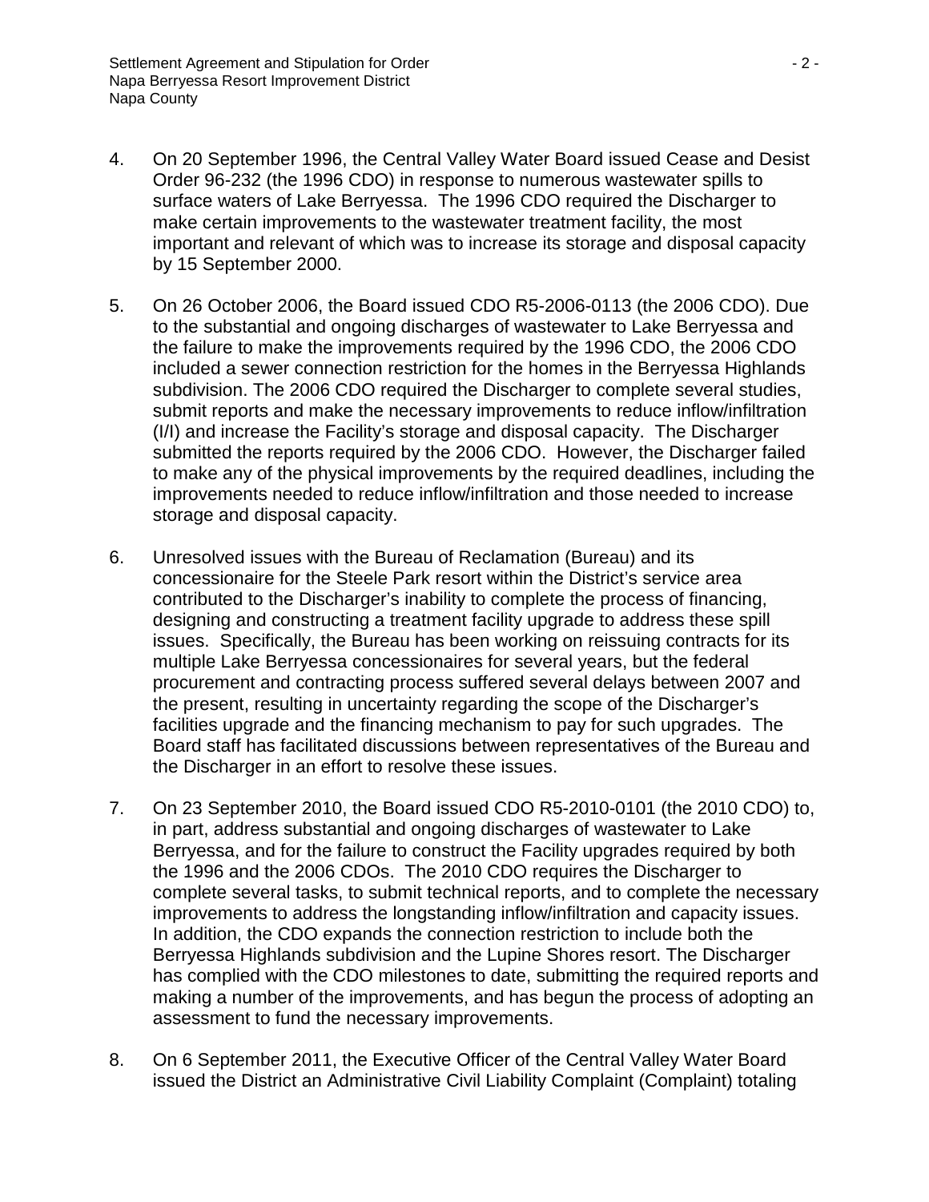4. On 20 September 1996, the Central Valley Water Board issued Cease and Desist Order 96-232 (the 1996 CDO) in response to numerous wastewater spills to surface waters of Lake Berryessa. The 1996 CDO required the Discharger to make certain improvements to the wastewater treatment facility, the most important and relevant of which was to increase its storage and disposal capacity by 15 September 2000.

5. On 26 October 2006, the Board issued CDO R5-2006-0113 (the 2006 CDO). Due to the substantial and ongoing discharges of wastewater to Lake Berryessa and the failure to make the improvements required by the 1996 CDO, the 2006 CDO included a sewer connection restriction for the homes in the Berryessa Highlands subdivision. The 2006 CDO required the Discharger to complete several studies, submit reports and make the necessary improvements to reduce inflow/infiltration (I/I) and increase the Facility's storage and disposal capacity. The Discharger submitted the reports required by the 2006 CDO. However, the Discharger failed to make any of the physical improvements by the required deadlines, including the improvements needed to reduce inflow/infiltration and those needed to increase storage and disposal capacity.

6. Unresolved issues with the Bureau of Reclamation (Bureau) and its concessionaire for the Steele Park resort within the District's service area contributed to the Discharger's inability to complete the process of financing, designing and constructing a treatment facility upgrade to address these spill issues. Specifically, the Bureau has been working on reissuing contracts for its multiple Lake Berryessa concessionaires for several years, but the federal procurement and contracting process suffered several delays between 2007 and the present, resulting in uncertainty regarding the scope of the Discharger's facilities upgrade and the financing mechanism to pay for such upgrades. The Board staff has facilitated discussions between representatives of the Bureau and the Discharger in an effort to resolve these issues.

7. On 23 September 2010, the Board issued CDO R5-2010-0101 (the 2010 CDO) to, in part, address substantial and ongoing discharges of wastewater to Lake Berryessa, and for the failure to construct the Facility upgrades required by both the 1996 and the 2006 CDOs. The 2010 CDO requires the Discharger to complete several tasks, to submit technical reports, and to complete the necessary improvements to address the longstanding inflow/infiltration and capacity issues. In addition, the CDO expands the connection restriction to include both the Berryessa Highlands subdivision and the Lupine Shores resort. The Discharger has complied with the CDO milestones to date, submitting the required reports and making a number of the improvements, and has begun the process of adopting an assessment to fund the necessary improvements.

8. On 6 September 2011, the Executive Officer of the Central Valley Water Board issued the District an Administrative Civil Liability Complaint (Complaint) totaling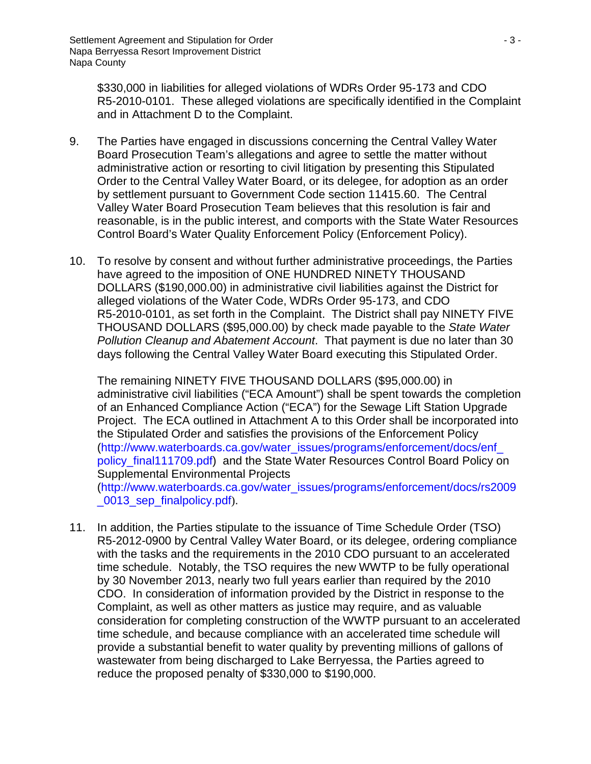$330,000 in liabilities for alleged violations of WDRs Order 95-173 and CDO R5-2010-0101. These alleged violations are specifically identified in the Complaint and in Attachment D to the Complaint.

9. The Parties have engaged in discussions concerning the Central Valley Water Board Prosecution Team's allegations and agree to settle the matter without administrative action or resorting to civil litigation by presenting this Stipulated Order to the Central Valley Water Board, or its delegee, for adoption as an order by settlement pursuant to Government Code section 11415.60. The Central Valley Water Board Prosecution Team believes that this resolution is fair and reasonable, is in the public interest, and comports with the State Water Resources Control Board's Water Quality Enforcement Policy (Enforcement Policy).

10. To resolve by consent and without further administrative proceedings, the Parties have agreed to the imposition of ONE HUNDRED NINETY THOUSAND DOLLARS ($190,000.00) in administrative civil liabilities against the District for alleged violations of the Water Code, WDRs Order 95-173, and CDO R5-2010-0101, as set forth in the Complaint. The District shall pay NINETY FIVE THOUSAND DOLLARS ($95,000.00) by check made payable to the *State Water Pollution Cleanup and Abatement Account*. That payment is due no later than 30 days following the Central Valley Water Board executing this Stipulated Order.

    The remaining NINETY FIVE THOUSAND DOLLARS ($95,000.00) in administrative civil liabilities ("ECA Amount") shall be spent towards the completion of an Enhanced Compliance Action ("ECA") for the Sewage Lift Station Upgrade Project. The ECA outlined in Attachment A to this Order shall be incorporated into the Stipulated Order and satisfies the provisions of the Enforcement Policy (http://www.waterboards.ca.gov/water_issues/programs/enforcement/docs/enf_policy_final111709.pdf) and the State Water Resources Control Board Policy on Supplemental Environmental Projects (http://www.waterboards.ca.gov/water_issues/programs/enforcement/docs/rs2009_0013_sep_finalpolicy.pdf).

11. In addition, the Parties stipulate to the issuance of Time Schedule Order (TSO) R5-2012-0900 by Central Valley Water Board, or its delegee, ordering compliance with the tasks and the requirements in the 2010 CDO pursuant to an accelerated time schedule. Notably, the TSO requires the new WWTP to be fully operational by 30 November 2013, nearly two full years earlier than required by the 2010 CDO. In consideration of information provided by the District in response to the Complaint, as well as other matters as justice may require, and as valuable consideration for completing construction of the WWTP pursuant to an accelerated time schedule, and because compliance with an accelerated time schedule will provide a substantial benefit to water quality by preventing millions of gallons of wastewater from being discharged to Lake Berryessa, the Parties agreed to reduce the proposed penalty of $330,000 to $190,000.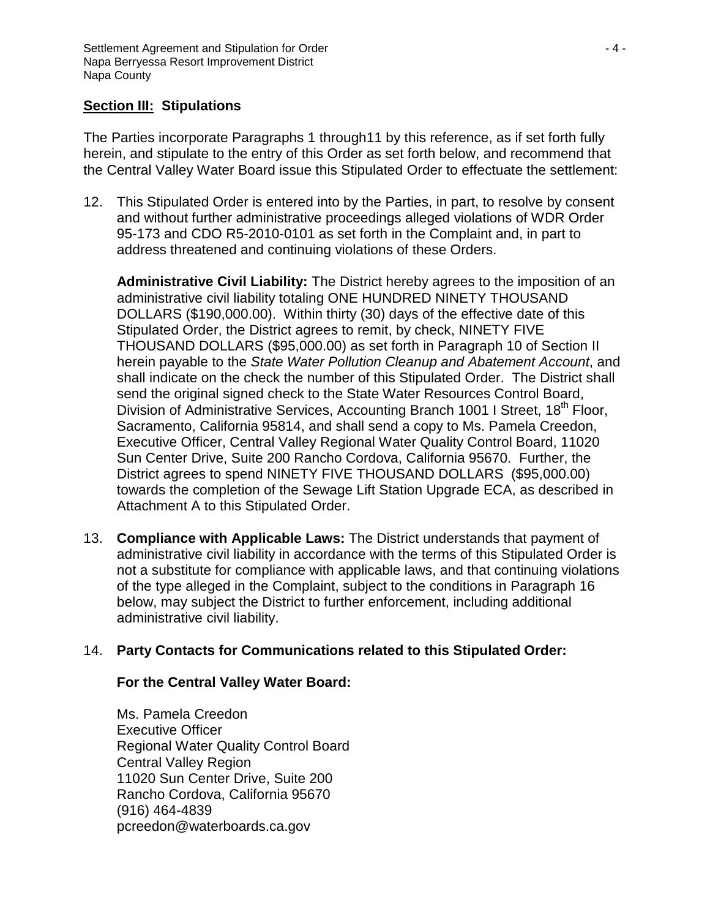**Section III: Stipulations**

The Parties incorporate Paragraphs 1 through11 by this reference, as if set forth fully herein, and stipulate to the entry of this Order as set forth below, and recommend that the Central Valley Water Board issue this Stipulated Order to effectuate the settlement:

12. This Stipulated Order is entered into by the Parties, in part, to resolve by consent and without further administrative proceedings alleged violations of WDR Order 95-173 and CDO R5-2010-0101 as set forth in the Complaint and, in part to address threatened and continuing violations of these Orders.

    **Administrative Civil Liability:** The District hereby agrees to the imposition of an administrative civil liability totaling ONE HUNDRED NINETY THOUSAND DOLLARS ($190,000.00). Within thirty (30) days of the effective date of this Stipulated Order, the District agrees to remit, by check, NINETY FIVE THOUSAND DOLLARS ($95,000.00) as set forth in Paragraph 10 of Section II herein payable to the *State Water Pollution Cleanup and Abatement Account*, and shall indicate on the check the number of this Stipulated Order. The District shall send the original signed check to the State Water Resources Control Board, Division of Administrative Services, Accounting Branch 1001 I Street, 18th Floor, Sacramento, California 95814, and shall send a copy to Ms. Pamela Creedon, Executive Officer, Central Valley Regional Water Quality Control Board, 11020 Sun Center Drive, Suite 200 Rancho Cordova, California 95670. Further, the District agrees to spend NINETY FIVE THOUSAND DOLLARS ($95,000.00) towards the completion of the Sewage Lift Station Upgrade ECA, as described in Attachment A to this Stipulated Order.

13. **Compliance with Applicable Laws:** The District understands that payment of administrative civil liability in accordance with the terms of this Stipulated Order is not a substitute for compliance with applicable laws, and that continuing violations of the type alleged in the Complaint, subject to the conditions in Paragraph 16 below, may subject the District to further enforcement, including additional administrative civil liability.

14. **Party Contacts for Communications related to this Stipulated Order:**

    **For the Central Valley Water Board:**

    Ms. Pamela Creedon
    Executive Officer
    Regional Water Quality Control Board
    Central Valley Region
    11020 Sun Center Drive, Suite 200
    Rancho Cordova, California 95670
    (916) 464-4839
    pcreedon@waterboards.ca.gov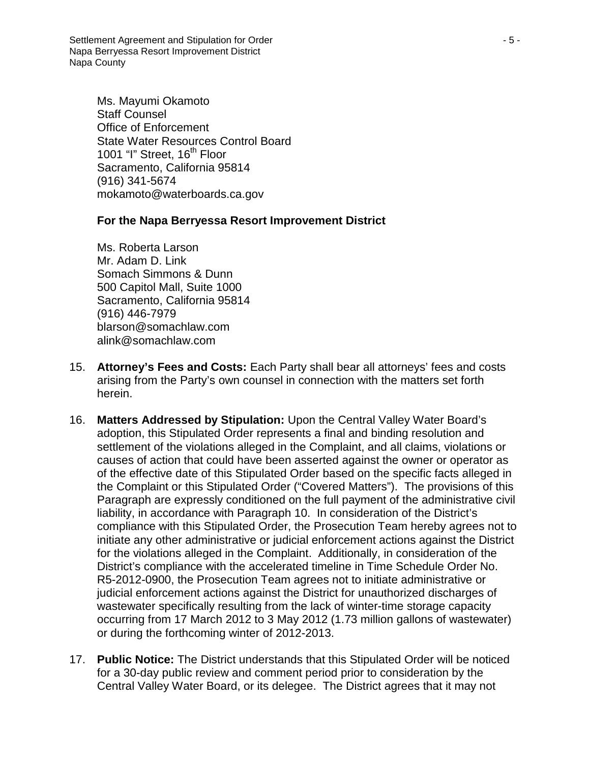Ms. Mayumi Okamoto
Staff Counsel
Office of Enforcement
State Water Resources Control Board
1001 "I" Street, 16th Floor
Sacramento, California 95814
(916) 341-5674
mokamoto@waterboards.ca.gov

**For the Napa Berryessa Resort Improvement District**

Ms. Roberta Larson
Mr. Adam D. Link
Somach Simmons & Dunn
500 Capitol Mall, Suite 1000
Sacramento, California 95814
(916) 446-7979
blarson@somachlaw.com
alink@somachlaw.com

15. **Attorney's Fees and Costs:** Each Party shall bear all attorneys' fees and costs arising from the Party's own counsel in connection with the matters set forth herein.

16. **Matters Addressed by Stipulation:** Upon the Central Valley Water Board's adoption, this Stipulated Order represents a final and binding resolution and settlement of the violations alleged in the Complaint, and all claims, violations or causes of action that could have been asserted against the owner or operator as of the effective date of this Stipulated Order based on the specific facts alleged in the Complaint or this Stipulated Order ("Covered Matters"). The provisions of this Paragraph are expressly conditioned on the full payment of the administrative civil liability, in accordance with Paragraph 10. In consideration of the District's compliance with this Stipulated Order, the Prosecution Team hereby agrees not to initiate any other administrative or judicial enforcement actions against the District for the violations alleged in the Complaint. Additionally, in consideration of the District's compliance with the accelerated timeline in Time Schedule Order No. R5-2012-0900, the Prosecution Team agrees not to initiate administrative or judicial enforcement actions against the District for unauthorized discharges of wastewater specifically resulting from the lack of winter-time storage capacity occurring from 17 March 2012 to 3 May 2012 (1.73 million gallons of wastewater) or during the forthcoming winter of 2012-2013.

17. **Public Notice:** The District understands that this Stipulated Order will be noticed for a 30-day public review and comment period prior to consideration by the Central Valley Water Board, or its delegee. The District agrees that it may not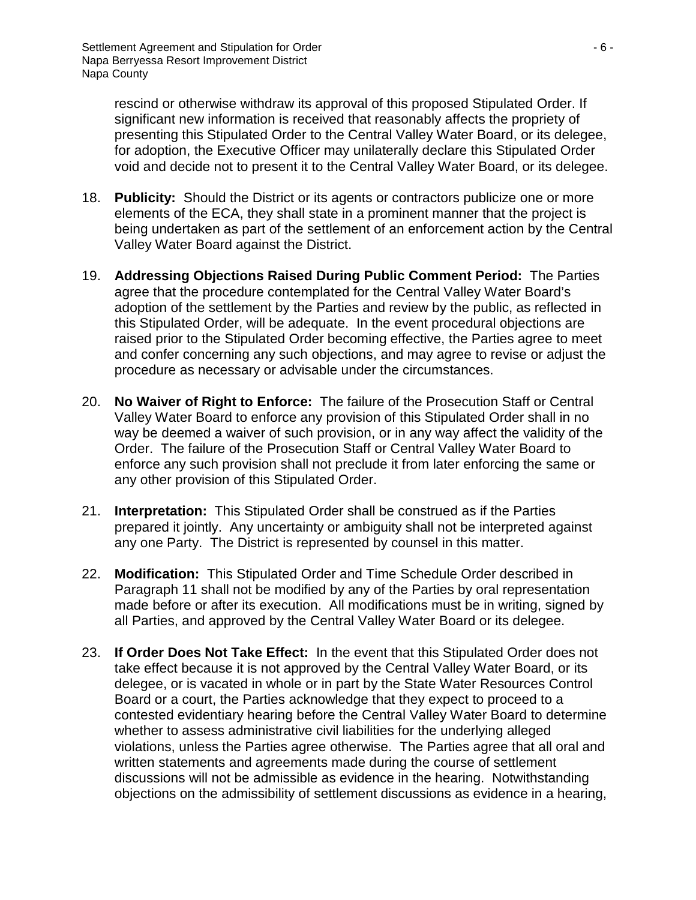rescind or otherwise withdraw its approval of this proposed Stipulated Order. If significant new information is received that reasonably affects the propriety of presenting this Stipulated Order to the Central Valley Water Board, or its delegee, for adoption, the Executive Officer may unilaterally declare this Stipulated Order void and decide not to present it to the Central Valley Water Board, or its delegee.

18. **Publicity:** Should the District or its agents or contractors publicize one or more elements of the ECA, they shall state in a prominent manner that the project is being undertaken as part of the settlement of an enforcement action by the Central Valley Water Board against the District.

19. **Addressing Objections Raised During Public Comment Period:** The Parties agree that the procedure contemplated for the Central Valley Water Board's adoption of the settlement by the Parties and review by the public, as reflected in this Stipulated Order, will be adequate. In the event procedural objections are raised prior to the Stipulated Order becoming effective, the Parties agree to meet and confer concerning any such objections, and may agree to revise or adjust the procedure as necessary or advisable under the circumstances.

20. **No Waiver of Right to Enforce:** The failure of the Prosecution Staff or Central Valley Water Board to enforce any provision of this Stipulated Order shall in no way be deemed a waiver of such provision, or in any way affect the validity of the Order. The failure of the Prosecution Staff or Central Valley Water Board to enforce any such provision shall not preclude it from later enforcing the same or any other provision of this Stipulated Order.

21. **Interpretation:** This Stipulated Order shall be construed as if the Parties prepared it jointly. Any uncertainty or ambiguity shall not be interpreted against any one Party. The District is represented by counsel in this matter.

22. **Modification:** This Stipulated Order and Time Schedule Order described in Paragraph 11 shall not be modified by any of the Parties by oral representation made before or after its execution. All modifications must be in writing, signed by all Parties, and approved by the Central Valley Water Board or its delegee.

23. **If Order Does Not Take Effect:** In the event that this Stipulated Order does not take effect because it is not approved by the Central Valley Water Board, or its delegee, or is vacated in whole or in part by the State Water Resources Control Board or a court, the Parties acknowledge that they expect to proceed to a contested evidentiary hearing before the Central Valley Water Board to determine whether to assess administrative civil liabilities for the underlying alleged violations, unless the Parties agree otherwise. The Parties agree that all oral and written statements and agreements made during the course of settlement discussions will not be admissible as evidence in the hearing. Notwithstanding objections on the admissibility of settlement discussions as evidence in a hearing,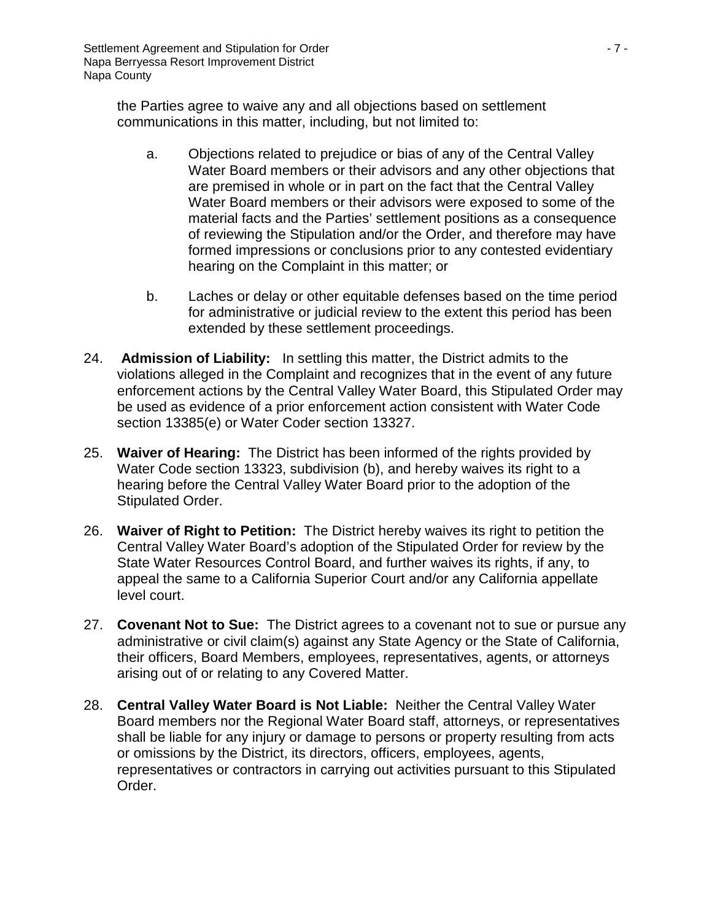the Parties agree to waive any and all objections based on settlement communications in this matter, including, but not limited to:

a. Objections related to prejudice or bias of any of the Central Valley Water Board members or their advisors and any other objections that are premised in whole or in part on the fact that the Central Valley Water Board members or their advisors were exposed to some of the material facts and the Parties' settlement positions as a consequence of reviewing the Stipulation and/or the Order, and therefore may have formed impressions or conclusions prior to any contested evidentiary hearing on the Complaint in this matter; or

b. Laches or delay or other equitable defenses based on the time period for administrative or judicial review to the extent this period has been extended by these settlement proceedings.

24. **Admission of Liability:** In settling this matter, the District admits to the violations alleged in the Complaint and recognizes that in the event of any future enforcement actions by the Central Valley Water Board, this Stipulated Order may be used as evidence of a prior enforcement action consistent with Water Code section 13385(e) or Water Coder section 13327.

25. **Waiver of Hearing:** The District has been informed of the rights provided by Water Code section 13323, subdivision (b), and hereby waives its right to a hearing before the Central Valley Water Board prior to the adoption of the Stipulated Order.

26. **Waiver of Right to Petition:** The District hereby waives its right to petition the Central Valley Water Board's adoption of the Stipulated Order for review by the State Water Resources Control Board, and further waives its rights, if any, to appeal the same to a California Superior Court and/or any California appellate level court.

27. **Covenant Not to Sue:** The District agrees to a covenant not to sue or pursue any administrative or civil claim(s) against any State Agency or the State of California, their officers, Board Members, employees, representatives, agents, or attorneys arising out of or relating to any Covered Matter.

28. **Central Valley Water Board is Not Liable:** Neither the Central Valley Water Board members nor the Regional Water Board staff, attorneys, or representatives shall be liable for any injury or damage to persons or property resulting from acts or omissions by the District, its directors, officers, employees, agents, representatives or contractors in carrying out activities pursuant to this Stipulated Order.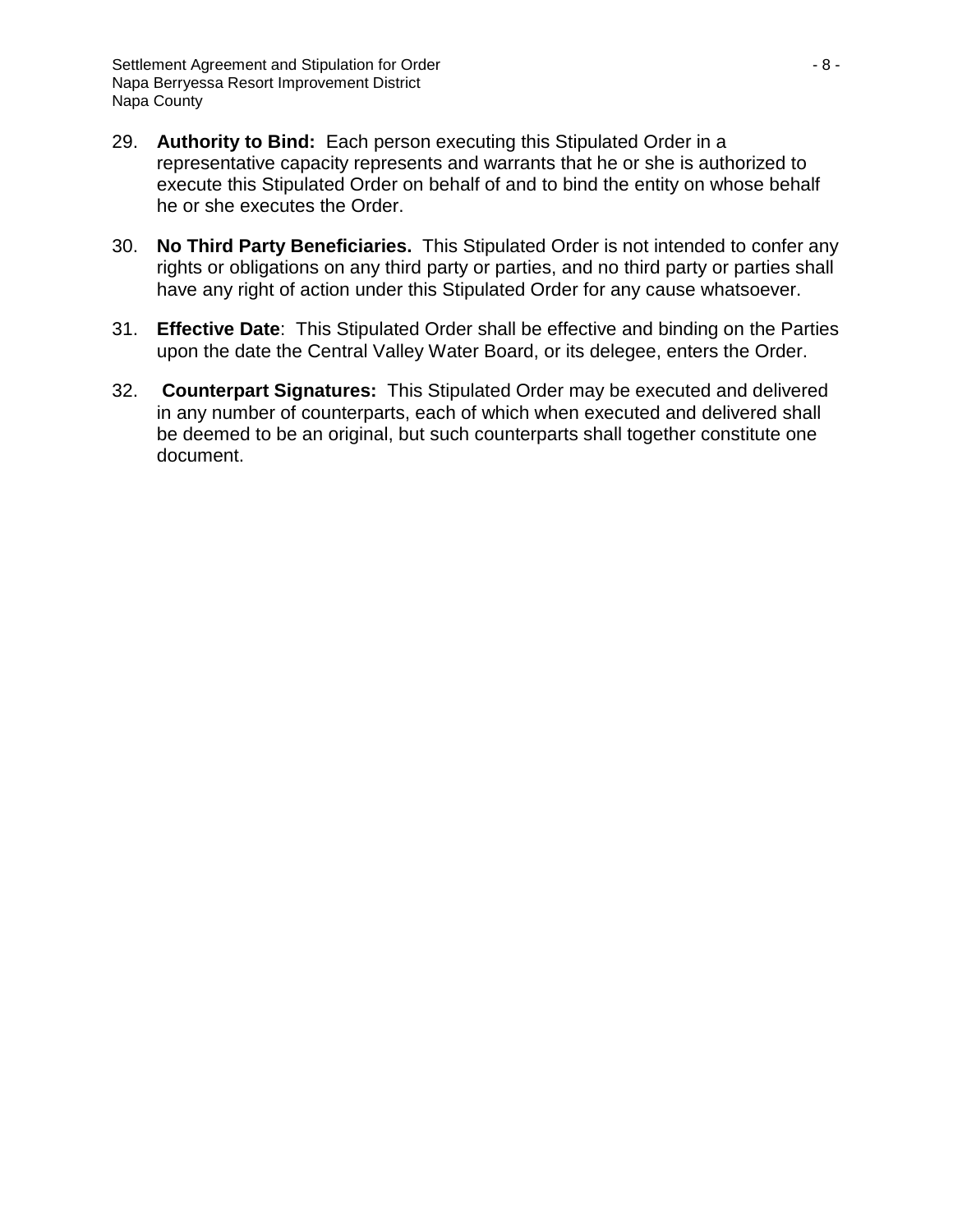29. **Authority to Bind:** Each person executing this Stipulated Order in a representative capacity represents and warrants that he or she is authorized to execute this Stipulated Order on behalf of and to bind the entity on whose behalf he or she executes the Order.

30. **No Third Party Beneficiaries.** This Stipulated Order is not intended to confer any rights or obligations on any third party or parties, and no third party or parties shall have any right of action under this Stipulated Order for any cause whatsoever.

31. **Effective Date**: This Stipulated Order shall be effective and binding on the Parties upon the date the Central Valley Water Board, or its delegee, enters the Order.

32. **Counterpart Signatures:** This Stipulated Order may be executed and delivered in any number of counterparts, each of which when executed and delivered shall be deemed to be an original, but such counterparts shall together constitute one document.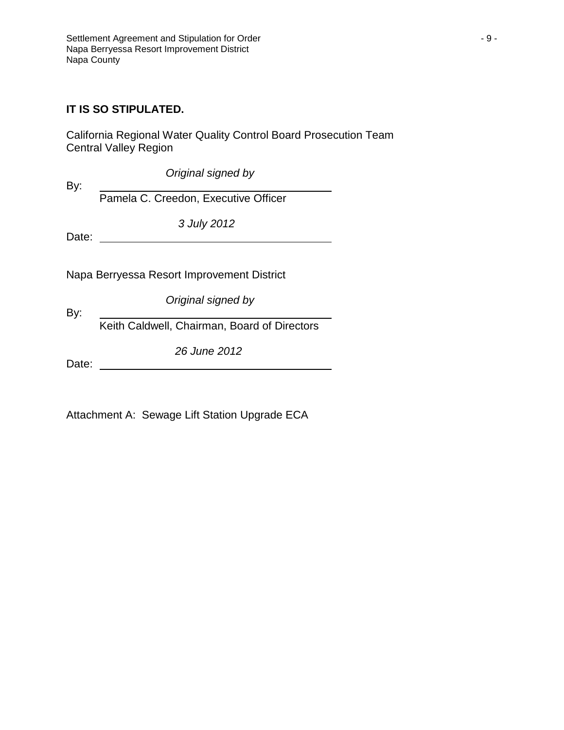**IT IS SO STIPULATED.**

California Regional Water Quality Control Board Prosecution Team
Central Valley Region

By: *Original signed by*
Pamela C. Creedon, Executive Officer

Date: *3 July 2012*

Napa Berryessa Resort Improvement District

By: *Original signed by*
Keith Caldwell, Chairman, Board of Directors

Date: *26 June 2012*

Attachment A: Sewage Lift Station Upgrade ECA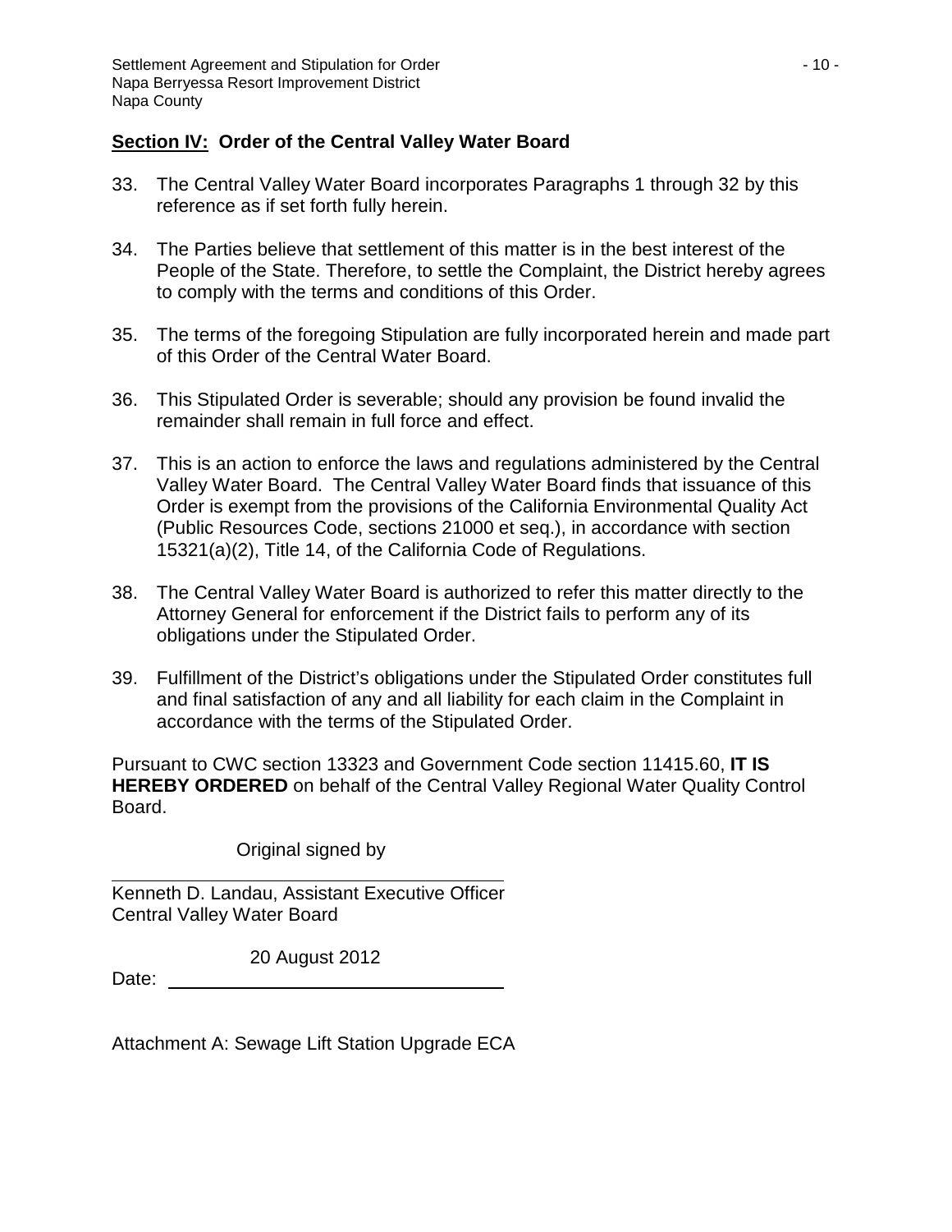## Section IV: Order of the Central Valley Water Board

33. The Central Valley Water Board incorporates Paragraphs 1 through 32 by this reference as if set forth fully herein.

34. The Parties believe that settlement of this matter is in the best interest of the People of the State. Therefore, to settle the Complaint, the District hereby agrees to comply with the terms and conditions of this Order.

35. The terms of the foregoing Stipulation are fully incorporated herein and made part of this Order of the Central Water Board.

36. This Stipulated Order is severable; should any provision be found invalid the remainder shall remain in full force and effect.

37. This is an action to enforce the laws and regulations administered by the Central Valley Water Board. The Central Valley Water Board finds that issuance of this Order is exempt from the provisions of the California Environmental Quality Act (Public Resources Code, sections 21000 et seq.), in accordance with section 15321(a)(2), Title 14, of the California Code of Regulations.

38. The Central Valley Water Board is authorized to refer this matter directly to the Attorney General for enforcement if the District fails to perform any of its obligations under the Stipulated Order.

39. Fulfillment of the District's obligations under the Stipulated Order constitutes full and final satisfaction of any and all liability for each claim in the Complaint in accordance with the terms of the Stipulated Order.

Pursuant to CWC section 13323 and Government Code section 11415.60, **IT IS HEREBY ORDERED** on behalf of the Central Valley Regional Water Quality Control Board.

Original signed by

Kenneth D. Landau, Assistant Executive Officer
Central Valley Water Board

Date: 20 August 2012

Attachment A: Sewage Lift Station Upgrade ECA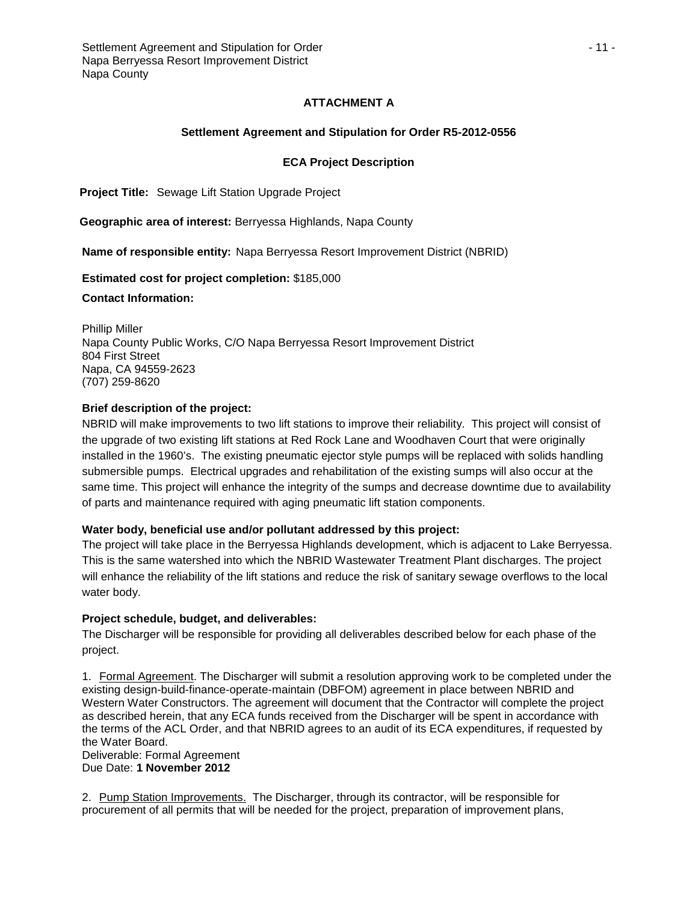**ATTACHMENT A**

**Settlement Agreement and Stipulation for Order R5-2012-0556**

**ECA Project Description**

**Project Title:** Sewage Lift Station Upgrade Project

**Geographic area of interest:** Berryessa Highlands, Napa County

**Name of responsible entity:** Napa Berryessa Resort Improvement District (NBRID)

**Estimated cost for project completion:** $185,000

**Contact Information:**

Phillip Miller
Napa County Public Works, C/O Napa Berryessa Resort Improvement District
804 First Street
Napa, CA 94559-2623
(707) 259-8620

**Brief description of the project:**

NBRID will make improvements to two lift stations to improve their reliability. This project will consist of the upgrade of two existing lift stations at Red Rock Lane and Woodhaven Court that were originally installed in the 1960's. The existing pneumatic ejector style pumps will be replaced with solids handling submersible pumps. Electrical upgrades and rehabilitation of the existing sumps will also occur at the same time. This project will enhance the integrity of the sumps and decrease downtime due to availability of parts and maintenance required with aging pneumatic lift station components.

**Water body, beneficial use and/or pollutant addressed by this project:**

The project will take place in the Berryessa Highlands development, which is adjacent to Lake Berryessa. This is the same watershed into which the NBRID Wastewater Treatment Plant discharges. The project will enhance the reliability of the lift stations and reduce the risk of sanitary sewage overflows to the local water body.

**Project schedule, budget, and deliverables:**

The Discharger will be responsible for providing all deliverables described below for each phase of the project.

1. Formal Agreement. The Discharger will submit a resolution approving work to be completed under the existing design-build-finance-operate-maintain (DBFOM) agreement in place between NBRID and Western Water Constructors. The agreement will document that the Contractor will complete the project as described herein, that any ECA funds received from the Discharger will be spent in accordance with the terms of the ACL Order, and that NBRID agrees to an audit of its ECA expenditures, if requested by the Water Board.
Deliverable: Formal Agreement
Due Date: **1 November 2012**

2. Pump Station Improvements. The Discharger, through its contractor, will be responsible for procurement of all permits that will be needed for the project, preparation of improvement plans,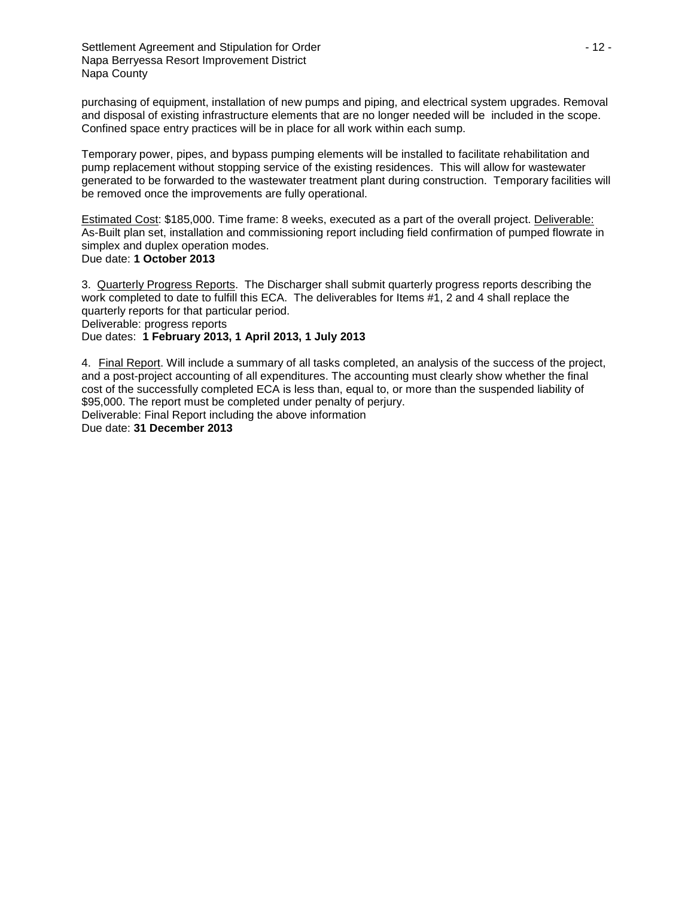purchasing of equipment, installation of new pumps and piping, and electrical system upgrades. Removal and disposal of existing infrastructure elements that are no longer needed will be included in the scope. Confined space entry practices will be in place for all work within each sump.

Temporary power, pipes, and bypass pumping elements will be installed to facilitate rehabilitation and pump replacement without stopping service of the existing residences. This will allow for wastewater generated to be forwarded to the wastewater treatment plant during construction. Temporary facilities will be removed once the improvements are fully operational.

Estimated Cost: $185,000. Time frame: 8 weeks, executed as a part of the overall project. Deliverable: As-Built plan set, installation and commissioning report including field confirmation of pumped flowrate in simplex and duplex operation modes.
Due date: **1 October 2013**

3. Quarterly Progress Reports. The Discharger shall submit quarterly progress reports describing the work completed to date to fulfill this ECA. The deliverables for Items #1, 2 and 4 shall replace the quarterly reports for that particular period.
Deliverable: progress reports
Due dates: **1 February 2013, 1 April 2013, 1 July 2013**

4. Final Report. Will include a summary of all tasks completed, an analysis of the success of the project, and a post-project accounting of all expenditures. The accounting must clearly show whether the final cost of the successfully completed ECA is less than, equal to, or more than the suspended liability of $95,000. The report must be completed under penalty of perjury.
Deliverable: Final Report including the above information
Due date: **31 December 2013**